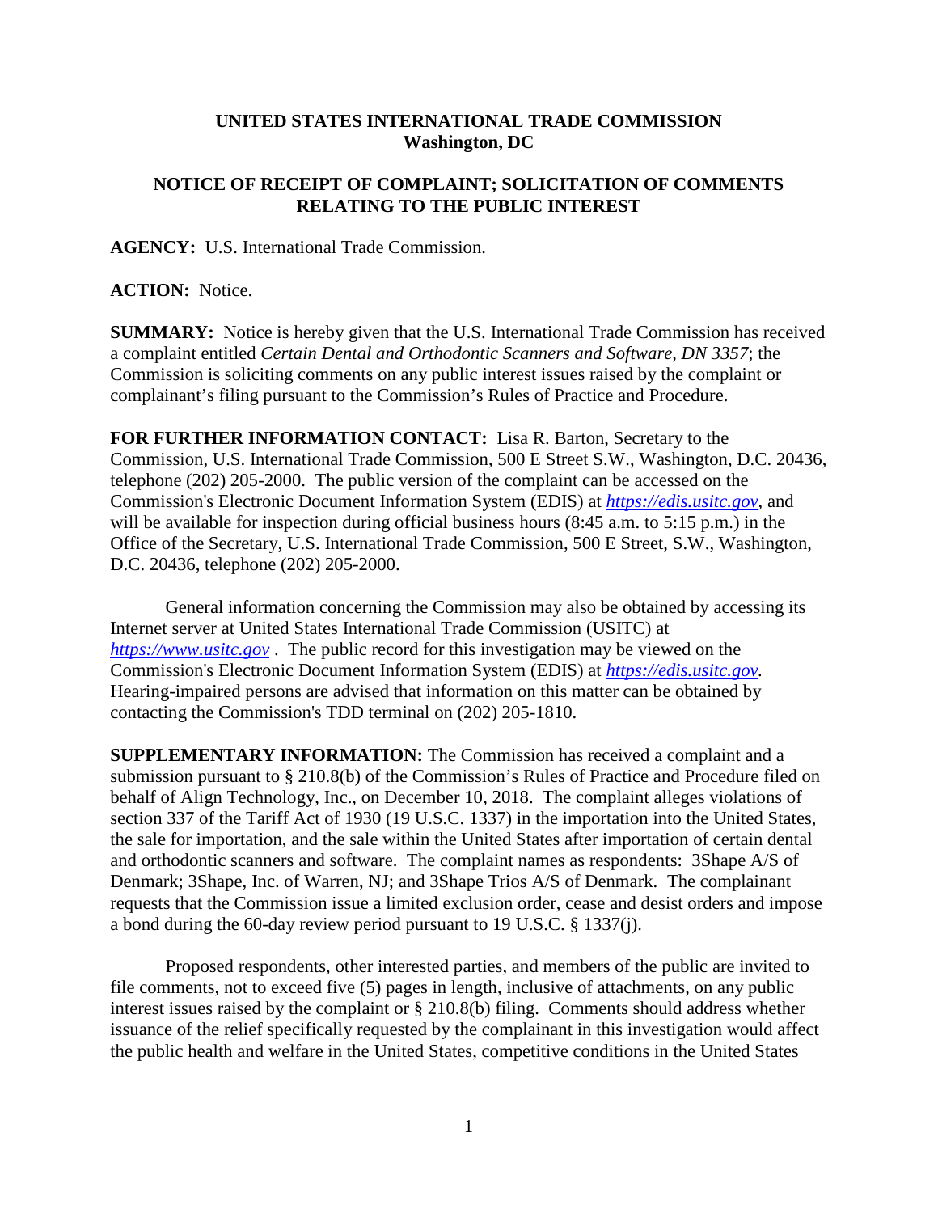**UNITED STATES INTERNATIONAL TRADE COMMISSION**
**Washington, DC**

**NOTICE OF RECEIPT OF COMPLAINT; SOLICITATION OF COMMENTS RELATING TO THE PUBLIC INTEREST**

**AGENCY:** U.S. International Trade Commission.

**ACTION:** Notice.

**SUMMARY:** Notice is hereby given that the U.S. International Trade Commission has received a complaint entitled *Certain Dental and Orthodontic Scanners and Software, DN 3357*; the Commission is soliciting comments on any public interest issues raised by the complaint or complainant's filing pursuant to the Commission's Rules of Practice and Procedure.

**FOR FURTHER INFORMATION CONTACT:** Lisa R. Barton, Secretary to the Commission, U.S. International Trade Commission, 500 E Street S.W., Washington, D.C. 20436, telephone (202) 205-2000. The public version of the complaint can be accessed on the Commission's Electronic Document Information System (EDIS) at *https://edis.usitc.gov*, and will be available for inspection during official business hours (8:45 a.m. to 5:15 p.m.) in the Office of the Secretary, U.S. International Trade Commission, 500 E Street, S.W., Washington, D.C. 20436, telephone (202) 205-2000.

General information concerning the Commission may also be obtained by accessing its Internet server at United States International Trade Commission (USITC) at *https://www.usitc.gov* . The public record for this investigation may be viewed on the Commission's Electronic Document Information System (EDIS) at *https://edis.usitc.gov.* Hearing-impaired persons are advised that information on this matter can be obtained by contacting the Commission's TDD terminal on (202) 205-1810.

**SUPPLEMENTARY INFORMATION:** The Commission has received a complaint and a submission pursuant to § 210.8(b) of the Commission's Rules of Practice and Procedure filed on behalf of Align Technology, Inc., on December 10, 2018. The complaint alleges violations of section 337 of the Tariff Act of 1930 (19 U.S.C. 1337) in the importation into the United States, the sale for importation, and the sale within the United States after importation of certain dental and orthodontic scanners and software. The complaint names as respondents: 3Shape A/S of Denmark; 3Shape, Inc. of Warren, NJ; and 3Shape Trios A/S of Denmark. The complainant requests that the Commission issue a limited exclusion order, cease and desist orders and impose a bond during the 60-day review period pursuant to 19 U.S.C. § 1337(j).

Proposed respondents, other interested parties, and members of the public are invited to file comments, not to exceed five (5) pages in length, inclusive of attachments, on any public interest issues raised by the complaint or § 210.8(b) filing. Comments should address whether issuance of the relief specifically requested by the complainant in this investigation would affect the public health and welfare in the United States, competitive conditions in the United States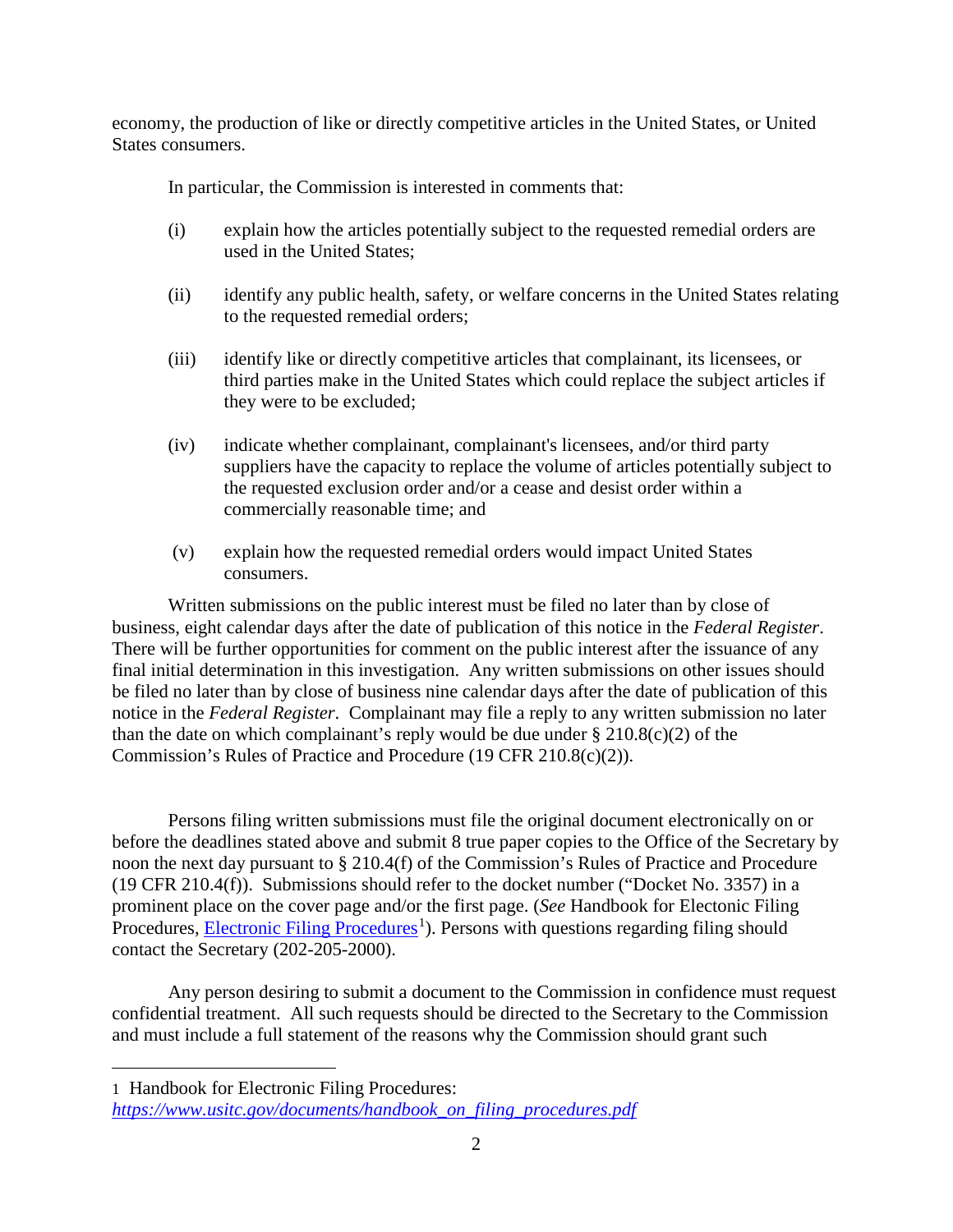economy, the production of like or directly competitive articles in the United States, or United States consumers.

In particular, the Commission is interested in comments that:

(i) explain how the articles potentially subject to the requested remedial orders are used in the United States;

(ii) identify any public health, safety, or welfare concerns in the United States relating to the requested remedial orders;

(iii) identify like or directly competitive articles that complainant, its licensees, or third parties make in the United States which could replace the subject articles if they were to be excluded;

(iv) indicate whether complainant, complainant's licensees, and/or third party suppliers have the capacity to replace the volume of articles potentially subject to the requested exclusion order and/or a cease and desist order within a commercially reasonable time; and

(v) explain how the requested remedial orders would impact United States consumers.

Written submissions on the public interest must be filed no later than by close of business, eight calendar days after the date of publication of this notice in the *Federal Register*. There will be further opportunities for comment on the public interest after the issuance of any final initial determination in this investigation. Any written submissions on other issues should be filed no later than by close of business nine calendar days after the date of publication of this notice in the *Federal Register*. Complainant may file a reply to any written submission no later than the date on which complainant's reply would be due under § 210.8(c)(2) of the Commission's Rules of Practice and Procedure (19 CFR 210.8(c)(2)).

Persons filing written submissions must file the original document electronically on or before the deadlines stated above and submit 8 true paper copies to the Office of the Secretary by noon the next day pursuant to § 210.4(f) of the Commission's Rules of Practice and Procedure (19 CFR 210.4(f)). Submissions should refer to the docket number ("Docket No. 3357) in a prominent place on the cover page and/or the first page. (*See* Handbook for Electonic Filing Procedures, [Electronic Filing Procedures][1]). Persons with questions regarding filing should contact the Secretary (202-205-2000).

Any person desiring to submit a document to the Commission in confidence must request confidential treatment. All such requests should be directed to the Secretary to the Commission and must include a full statement of the reasons why the Commission should grant such

---

1 Handbook for Electronic Filing Procedures: *https://www.usitc.gov/documents/handbook_on_filing_procedures.pdf*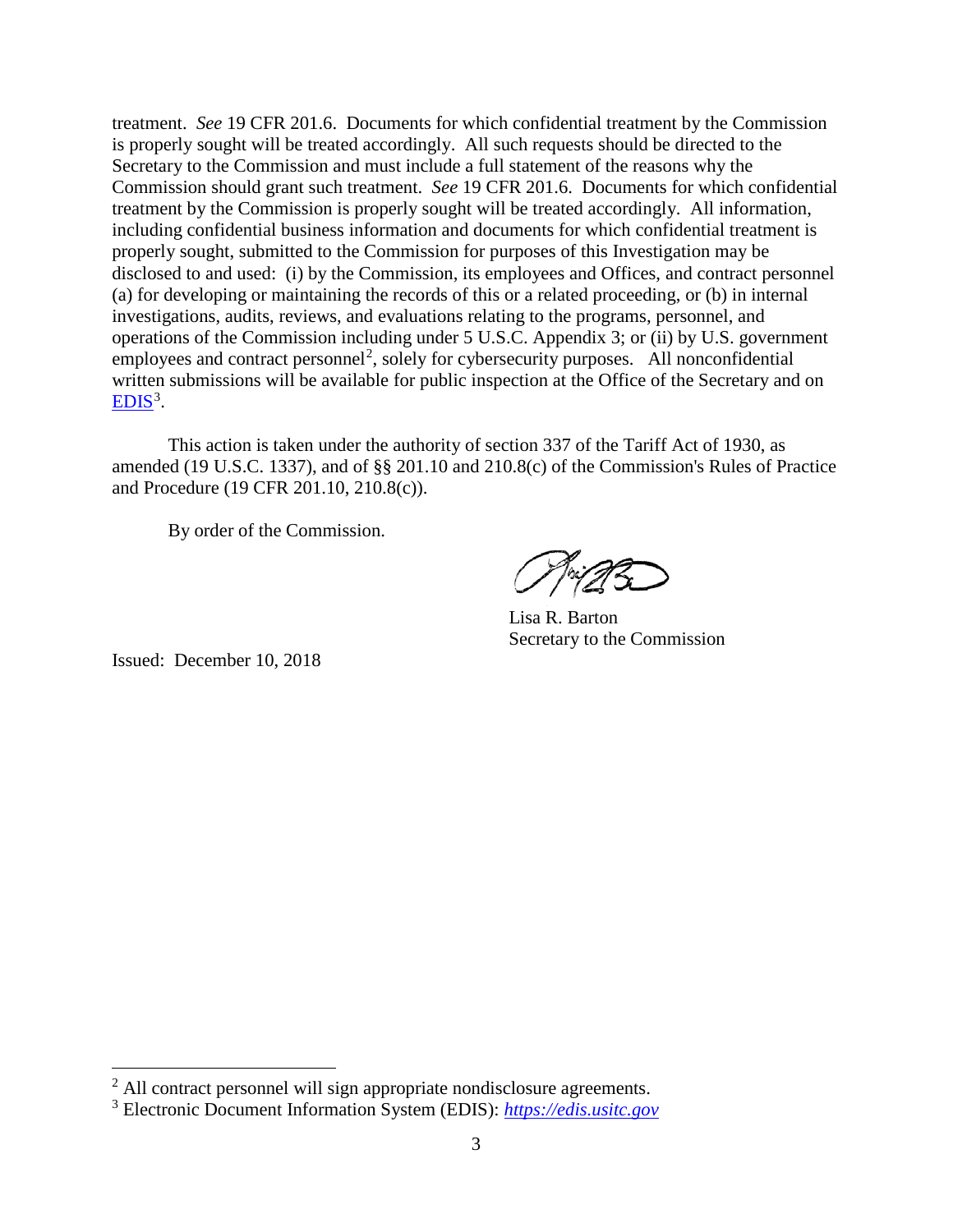treatment. *See* 19 CFR 201.6. Documents for which confidential treatment by the Commission is properly sought will be treated accordingly. All such requests should be directed to the Secretary to the Commission and must include a full statement of the reasons why the Commission should grant such treatment. *See* 19 CFR 201.6. Documents for which confidential treatment by the Commission is properly sought will be treated accordingly. All information, including confidential business information and documents for which confidential treatment is properly sought, submitted to the Commission for purposes of this Investigation may be disclosed to and used: (i) by the Commission, its employees and Offices, and contract personnel (a) for developing or maintaining the records of this or a related proceeding, or (b) in internal investigations, audits, reviews, and evaluations relating to the programs, personnel, and operations of the Commission including under 5 U.S.C. Appendix 3; or (ii) by U.S. government employees and contract personnel[2], solely for cybersecurity purposes. All nonconfidential written submissions will be available for public inspection at the Office of the Secretary and on EDIS[3].

This action is taken under the authority of section 337 of the Tariff Act of 1930, as amended (19 U.S.C. 1337), and of §§ 201.10 and 210.8(c) of the Commission's Rules of Practice and Procedure (19 CFR 201.10, 210.8(c)).

By order of the Commission.

Lisa R. Barton
Secretary to the Commission

Issued: December 10, 2018

[2] All contract personnel will sign appropriate nondisclosure agreements.

[3] Electronic Document Information System (EDIS): *https://edis.usitc.gov*